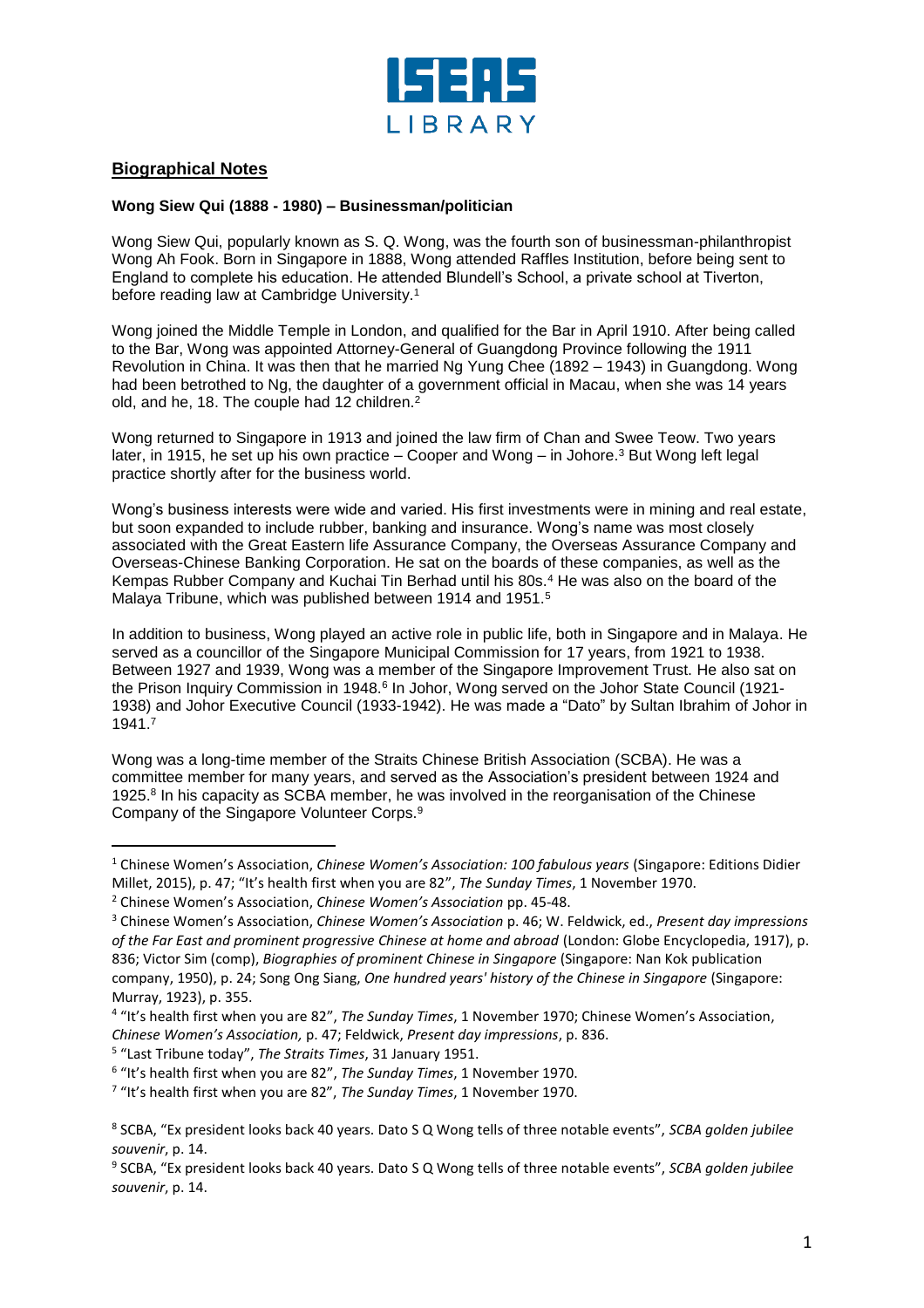## Biographical Notes

**Wong Siew Qui (1888 - 1980) – Businessman/politician**

Wong Siew Qui, popularly known as S. Q. Wong, was the fourth son of businessman-philanthropist Wong Ah Fook. Born in Singapore in 1888, Wong attended Raffles Institution, before being sent to England to complete his education. He attended Blundell's School, a private school at Tiverton, before reading law at Cambridge University.[1]

Wong joined the Middle Temple in London, and qualified for the Bar in April 1910. After being called to the Bar, Wong was appointed Attorney-General of Guangdong Province following the 1911 Revolution in China. It was then that he married Ng Yung Chee (1892 – 1943) in Guangdong. Wong had been betrothed to Ng, the daughter of a government official in Macau, when she was 14 years old, and he, 18. The couple had 12 children.[2]

Wong returned to Singapore in 1913 and joined the law firm of Chan and Swee Teow. Two years later, in 1915, he set up his own practice – Cooper and Wong – in Johore.[3] But Wong left legal practice shortly after for the business world.

Wong's business interests were wide and varied. His first investments were in mining and real estate, but soon expanded to include rubber, banking and insurance. Wong's name was most closely associated with the Great Eastern life Assurance Company, the Overseas Assurance Company and Overseas-Chinese Banking Corporation. He sat on the boards of these companies, as well as the Kempas Rubber Company and Kuchai Tin Berhad until his 80s.[4] He was also on the board of the Malaya Tribune, which was published between 1914 and 1951.[5]

In addition to business, Wong played an active role in public life, both in Singapore and in Malaya. He served as a councillor of the Singapore Municipal Commission for 17 years, from 1921 to 1938. Between 1927 and 1939, Wong was a member of the Singapore Improvement Trust. He also sat on the Prison Inquiry Commission in 1948.[6] In Johor, Wong served on the Johor State Council (1921-1938) and Johor Executive Council (1933-1942). He was made a "Dato" by Sultan Ibrahim of Johor in 1941.[7]

Wong was a long-time member of the Straits Chinese British Association (SCBA). He was a committee member for many years, and served as the Association's president between 1924 and 1925.[8] In his capacity as SCBA member, he was involved in the reorganisation of the Chinese Company of the Singapore Volunteer Corps.[9]

---

[1] Chinese Women's Association, *Chinese Women's Association: 100 fabulous years* (Singapore: Editions Didier Millet, 2015), p. 47; "It's health first when you are 82", *The Sunday Times*, 1 November 1970.

[2] Chinese Women's Association, *Chinese Women's Association* pp. 45-48.

[3] Chinese Women's Association, *Chinese Women's Association* p. 46; W. Feldwick, ed., *Present day impressions of the Far East and prominent progressive Chinese at home and abroad* (London: Globe Encyclopedia, 1917), p. 836; Victor Sim (comp), *Biographies of prominent Chinese in Singapore* (Singapore: Nan Kok publication company, 1950), p. 24; Song Ong Siang, *One hundred years' history of the Chinese in Singapore* (Singapore: Murray, 1923), p. 355.

[4] "It's health first when you are 82", *The Sunday Times*, 1 November 1970; Chinese Women's Association, *Chinese Women's Association,* p. 47; Feldwick, *Present day impressions*, p. 836.

[5] "Last Tribune today", *The Straits Times*, 31 January 1951.

[6] "It's health first when you are 82", *The Sunday Times*, 1 November 1970.

[7] "It's health first when you are 82", *The Sunday Times*, 1 November 1970.

[8] SCBA, "Ex president looks back 40 years. Dato S Q Wong tells of three notable events", *SCBA golden jubilee souvenir*, p. 14.

[9] SCBA, "Ex president looks back 40 years. Dato S Q Wong tells of three notable events", *SCBA golden jubilee souvenir*, p. 14.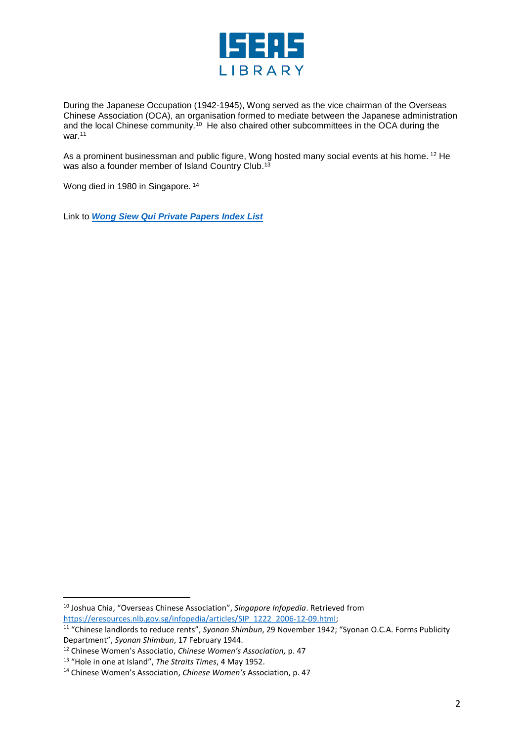During the Japanese Occupation (1942-1945), Wong served as the vice chairman of the Overseas Chinese Association (OCA), an organisation formed to mediate between the Japanese administration and the local Chinese community.[10] He also chaired other subcommittees in the OCA during the war.[11]

As a prominent businessman and public figure, Wong hosted many social events at his home.[12] He was also a founder member of Island Country Club.[13]

Wong died in 1980 in Singapore.[14]

Link to ***Wong Siew Qui Private Papers Index List***

---

[10] Joshua Chia, "Overseas Chinese Association", *Singapore Infopedia*. Retrieved from https://eresources.nlb.gov.sg/infopedia/articles/SIP_1222_2006-12-09.html;

[11] "Chinese landlords to reduce rents", *Syonan Shimbun*, 29 November 1942; "Syonan O.C.A. Forms Publicity Department", *Syonan Shimbun*, 17 February 1944.

[12] Chinese Women's Associatio, *Chinese Women's Association,* p. 47

[13] "Hole in one at Island", *The Straits Times*, 4 May 1952.

[14] Chinese Women's Association, *Chinese Women's* Association, p. 47